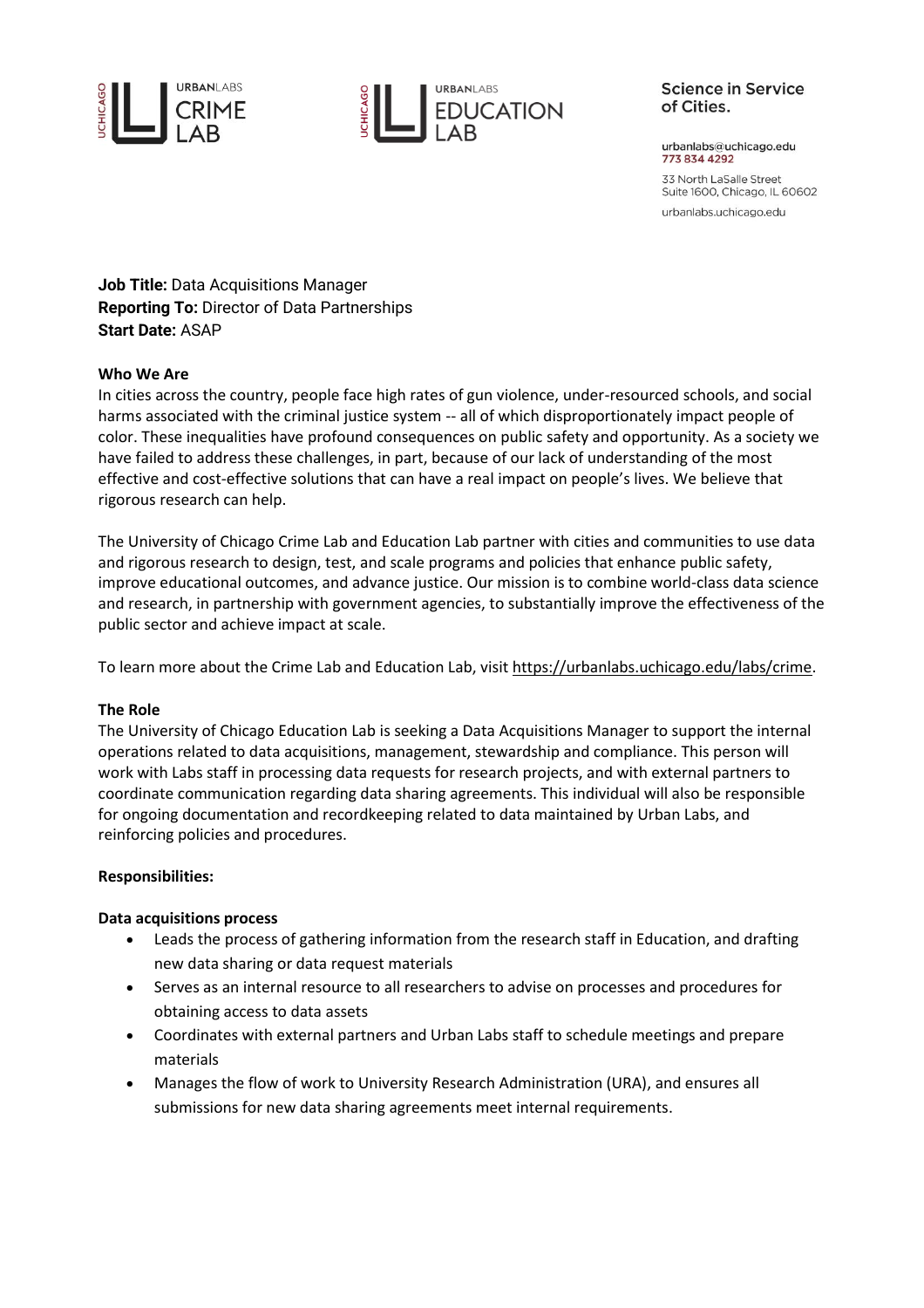URBANLABS CRIME LAB

URBANLABS EDUCATION LAB

**Science in Service of Cities.**

urbanlabs@uchicago.edu
773 834 4292

33 North LaSalle Street
Suite 1600, Chicago, IL 60602

urbanlabs.uchicago.edu

**Job Title:** Data Acquisitions Manager
**Reporting To:** Director of Data Partnerships
**Start Date:** ASAP

**Who We Are**

In cities across the country, people face high rates of gun violence, under-resourced schools, and social harms associated with the criminal justice system -- all of which disproportionately impact people of color. These inequalities have profound consequences on public safety and opportunity. As a society we have failed to address these challenges, in part, because of our lack of understanding of the most effective and cost-effective solutions that can have a real impact on people's lives. We believe that rigorous research can help.

The University of Chicago Crime Lab and Education Lab partner with cities and communities to use data and rigorous research to design, test, and scale programs and policies that enhance public safety, improve educational outcomes, and advance justice. Our mission is to combine world-class data science and research, in partnership with government agencies, to substantially improve the effectiveness of the public sector and achieve impact at scale.

To learn more about the Crime Lab and Education Lab, visit https://urbanlabs.uchicago.edu/labs/crime.

**The Role**

The University of Chicago Education Lab is seeking a Data Acquisitions Manager to support the internal operations related to data acquisitions, management, stewardship and compliance. This person will work with Labs staff in processing data requests for research projects, and with external partners to coordinate communication regarding data sharing agreements. This individual will also be responsible for ongoing documentation and recordkeeping related to data maintained by Urban Labs, and reinforcing policies and procedures.

**Responsibilities:**

**Data acquisitions process**

- Leads the process of gathering information from the research staff in Education, and drafting new data sharing or data request materials
- Serves as an internal resource to all researchers to advise on processes and procedures for obtaining access to data assets
- Coordinates with external partners and Urban Labs staff to schedule meetings and prepare materials
- Manages the flow of work to University Research Administration (URA), and ensures all submissions for new data sharing agreements meet internal requirements.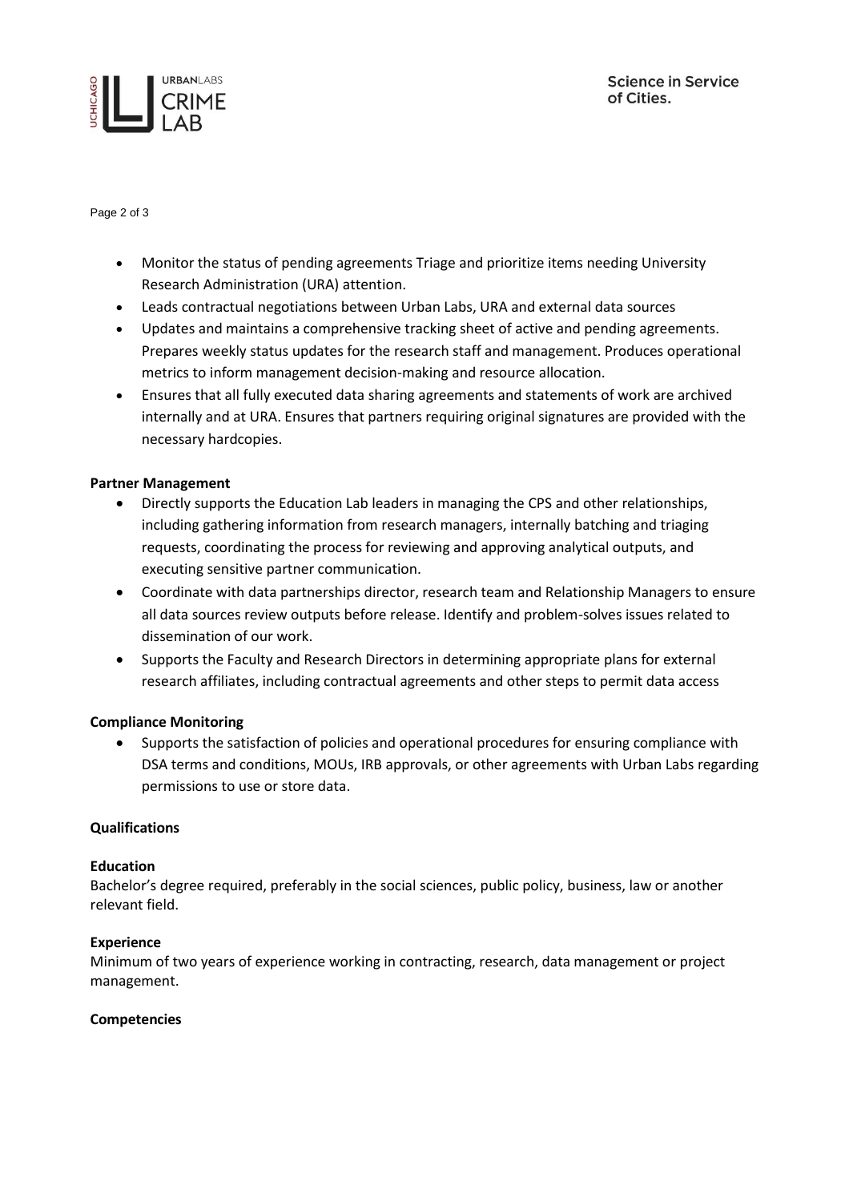- Monitor the status of pending agreements Triage and prioritize items needing University Research Administration (URA) attention.
- Leads contractual negotiations between Urban Labs, URA and external data sources
- Updates and maintains a comprehensive tracking sheet of active and pending agreements. Prepares weekly status updates for the research staff and management. Produces operational metrics to inform management decision-making and resource allocation.
- Ensures that all fully executed data sharing agreements and statements of work are archived internally and at URA. Ensures that partners requiring original signatures are provided with the necessary hardcopies.

**Partner Management**

- Directly supports the Education Lab leaders in managing the CPS and other relationships, including gathering information from research managers, internally batching and triaging requests, coordinating the process for reviewing and approving analytical outputs, and executing sensitive partner communication.
- Coordinate with data partnerships director, research team and Relationship Managers to ensure all data sources review outputs before release. Identify and problem-solves issues related to dissemination of our work.
- Supports the Faculty and Research Directors in determining appropriate plans for external research affiliates, including contractual agreements and other steps to permit data access

**Compliance Monitoring**

- Supports the satisfaction of policies and operational procedures for ensuring compliance with DSA terms and conditions, MOUs, IRB approvals, or other agreements with Urban Labs regarding permissions to use or store data.

**Qualifications**

**Education**

Bachelor's degree required, preferably in the social sciences, public policy, business, law or another relevant field.

**Experience**

Minimum of two years of experience working in contracting, research, data management or project management.

**Competencies**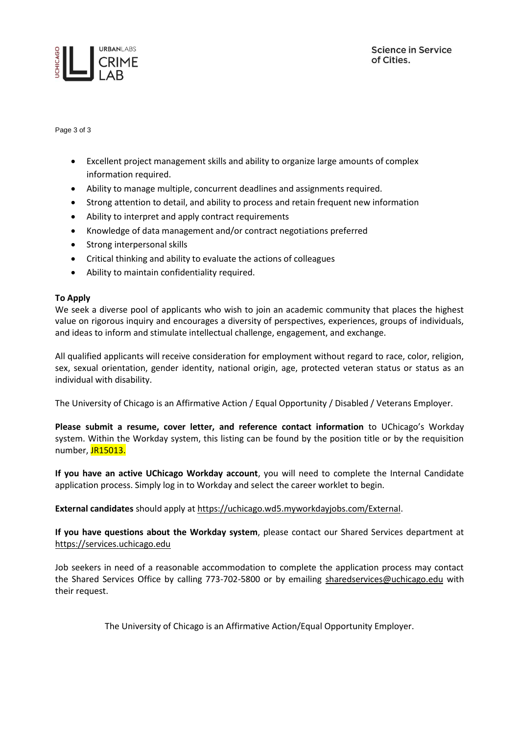- Excellent project management skills and ability to organize large amounts of complex information required.
- Ability to manage multiple, concurrent deadlines and assignments required.
- Strong attention to detail, and ability to process and retain frequent new information
- Ability to interpret and apply contract requirements
- Knowledge of data management and/or contract negotiations preferred
- Strong interpersonal skills
- Critical thinking and ability to evaluate the actions of colleagues
- Ability to maintain confidentiality required.

**To Apply**

We seek a diverse pool of applicants who wish to join an academic community that places the highest value on rigorous inquiry and encourages a diversity of perspectives, experiences, groups of individuals, and ideas to inform and stimulate intellectual challenge, engagement, and exchange.

All qualified applicants will receive consideration for employment without regard to race, color, religion, sex, sexual orientation, gender identity, national origin, age, protected veteran status or status as an individual with disability.

The University of Chicago is an Affirmative Action / Equal Opportunity / Disabled / Veterans Employer.

**Please submit a resume, cover letter, and reference contact information** to UChicago's Workday system. Within the Workday system, this listing can be found by the position title or by the requisition number, JR15013.

**If you have an active UChicago Workday account**, you will need to complete the Internal Candidate application process. Simply log in to Workday and select the career worklet to begin.

**External candidates** should apply at https://uchicago.wd5.myworkdayjobs.com/External.

**If you have questions about the Workday system**, please contact our Shared Services department at https://services.uchicago.edu

Job seekers in need of a reasonable accommodation to complete the application process may contact the Shared Services Office by calling 773-702-5800 or by emailing sharedservices@uchicago.edu with their request.

The University of Chicago is an Affirmative Action/Equal Opportunity Employer.